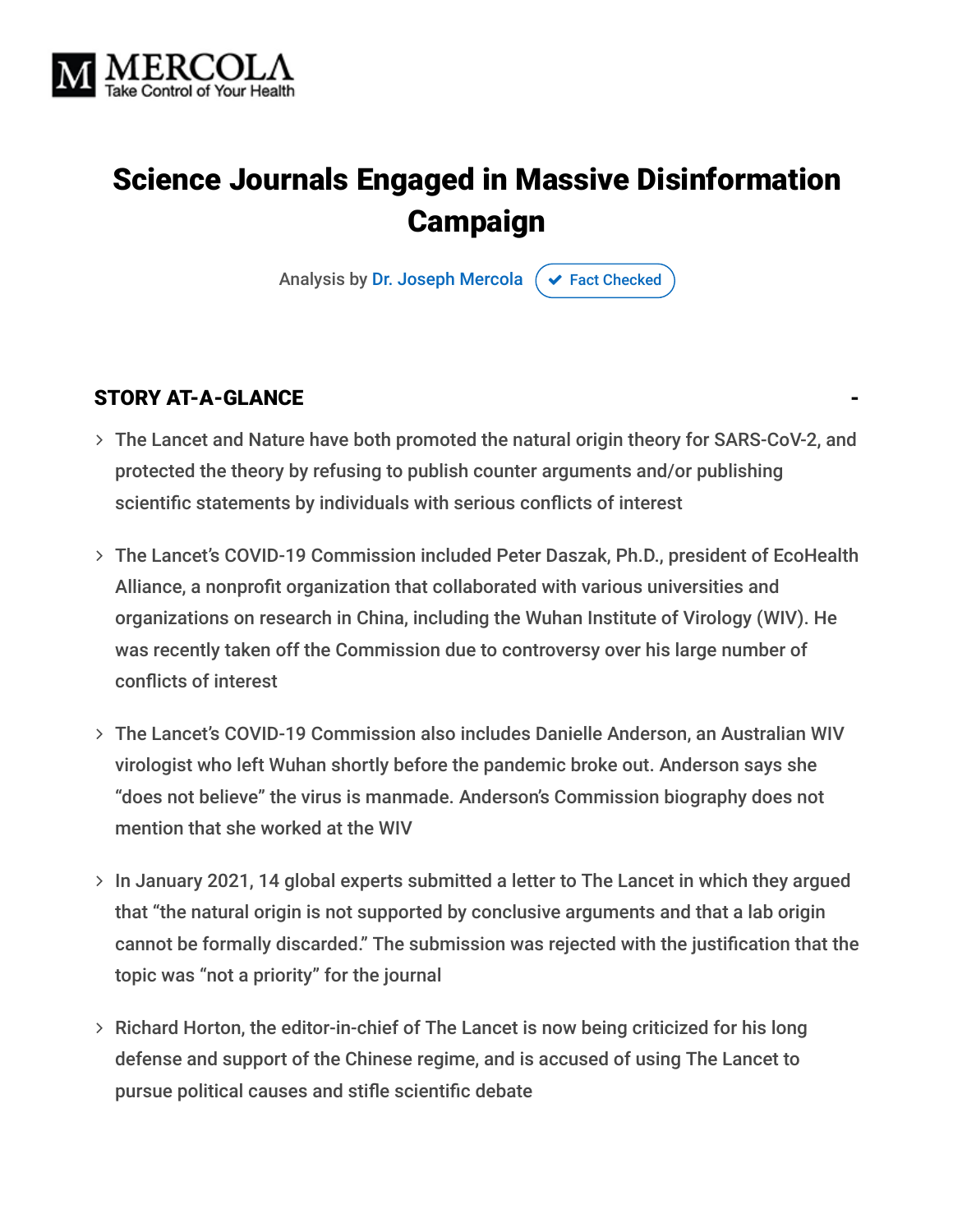MERCOLA
Take Control of Your Health

# Science Journals Engaged in Massive Disinformation Campaign

Analysis by Dr. Joseph Mercola ✔ Fact Checked

## STORY AT-A-GLANCE

- The Lancet and Nature have both promoted the natural origin theory for SARS-CoV-2, and protected the theory by refusing to publish counter arguments and/or publishing scientific statements by individuals with serious conflicts of interest
- The Lancet's COVID-19 Commission included Peter Daszak, Ph.D., president of EcoHealth Alliance, a nonprofit organization that collaborated with various universities and organizations on research in China, including the Wuhan Institute of Virology (WIV). He was recently taken off the Commission due to controversy over his large number of conflicts of interest
- The Lancet's COVID-19 Commission also includes Danielle Anderson, an Australian WIV virologist who left Wuhan shortly before the pandemic broke out. Anderson says she "does not believe" the virus is manmade. Anderson's Commission biography does not mention that she worked at the WIV
- In January 2021, 14 global experts submitted a letter to The Lancet in which they argued that "the natural origin is not supported by conclusive arguments and that a lab origin cannot be formally discarded." The submission was rejected with the justification that the topic was "not a priority" for the journal
- Richard Horton, the editor-in-chief of The Lancet is now being criticized for his long defense and support of the Chinese regime, and is accused of using The Lancet to pursue political causes and stifle scientific debate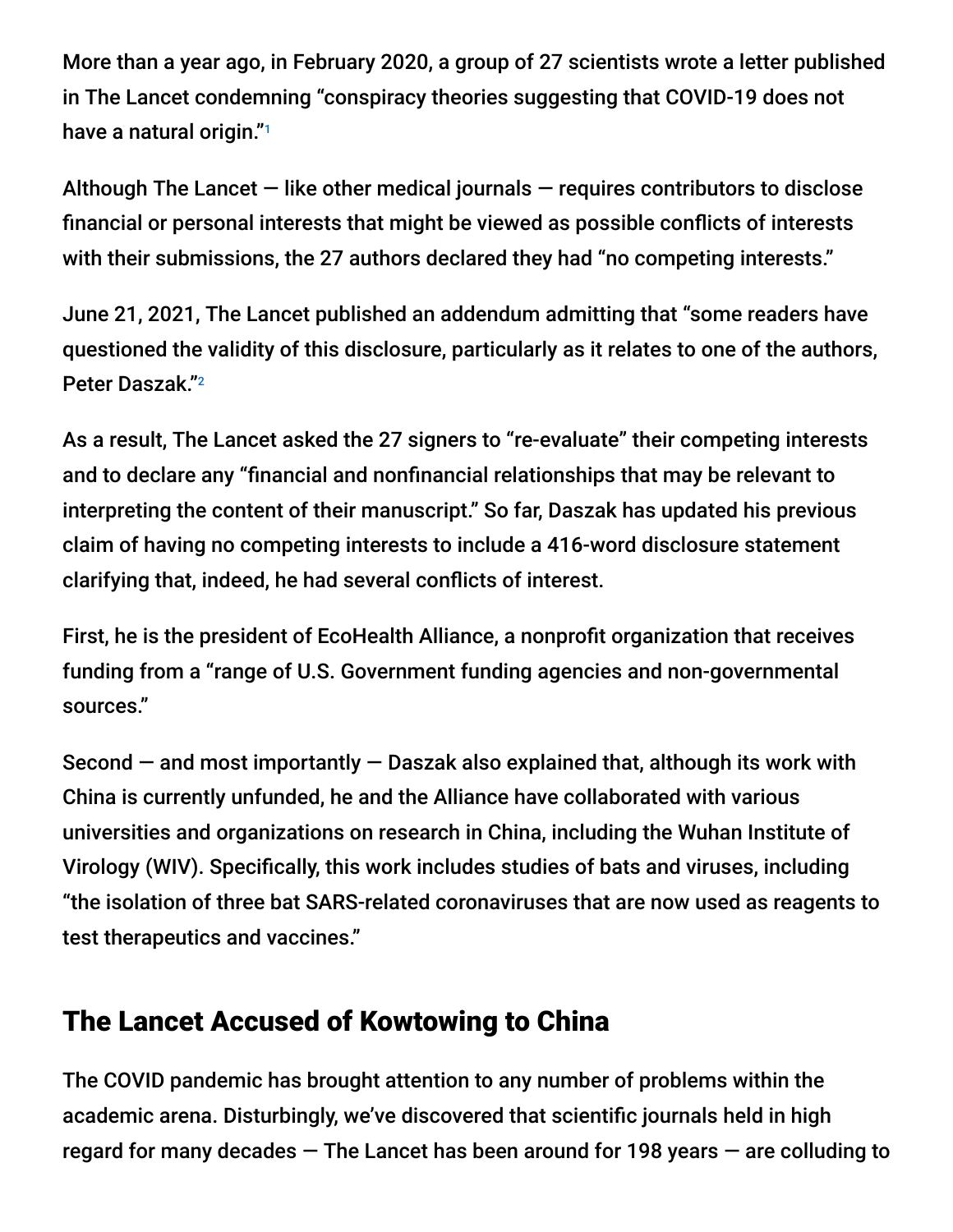More than a year ago, in February 2020, a group of 27 scientists wrote a letter published in The Lancet condemning "conspiracy theories suggesting that COVID-19 does not have a natural origin."[1]

Although The Lancet — like other medical journals — requires contributors to disclose financial or personal interests that might be viewed as possible conflicts of interests with their submissions, the 27 authors declared they had "no competing interests."

June 21, 2021, The Lancet published an addendum admitting that "some readers have questioned the validity of this disclosure, particularly as it relates to one of the authors, Peter Daszak."[2]

As a result, The Lancet asked the 27 signers to "re-evaluate" their competing interests and to declare any "financial and nonfinancial relationships that may be relevant to interpreting the content of their manuscript." So far, Daszak has updated his previous claim of having no competing interests to include a 416-word disclosure statement clarifying that, indeed, he had several conflicts of interest.

First, he is the president of EcoHealth Alliance, a nonprofit organization that receives funding from a "range of U.S. Government funding agencies and non-governmental sources."

Second — and most importantly — Daszak also explained that, although its work with China is currently unfunded, he and the Alliance have collaborated with various universities and organizations on research in China, including the Wuhan Institute of Virology (WIV). Specifically, this work includes studies of bats and viruses, including "the isolation of three bat SARS-related coronaviruses that are now used as reagents to test therapeutics and vaccines."

## The Lancet Accused of Kowtowing to China

The COVID pandemic has brought attention to any number of problems within the academic arena. Disturbingly, we've discovered that scientific journals held in high regard for many decades — The Lancet has been around for 198 years — are colluding to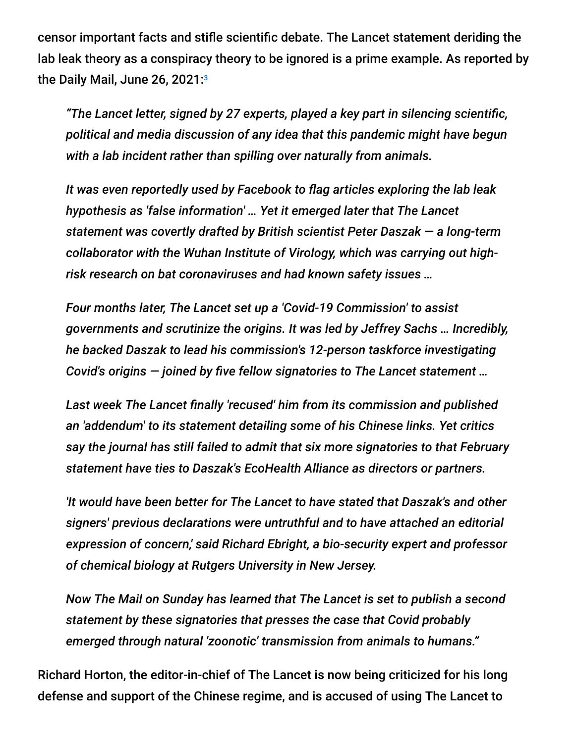censor important facts and stifle scientific debate. The Lancet statement deriding the lab leak theory as a conspiracy theory to be ignored is a prime example. As reported by the Daily Mail, June 26, 2021:[3]

> *"The Lancet letter, signed by 27 experts, played a key part in silencing scientific, political and media discussion of any idea that this pandemic might have begun with a lab incident rather than spilling over naturally from animals.*
>
> *It was even reportedly used by Facebook to flag articles exploring the lab leak hypothesis as 'false information' … Yet it emerged later that The Lancet statement was covertly drafted by British scientist Peter Daszak — a long-term collaborator with the Wuhan Institute of Virology, which was carrying out high-risk research on bat coronaviruses and had known safety issues …*
>
> *Four months later, The Lancet set up a 'Covid-19 Commission' to assist governments and scrutinize the origins. It was led by Jeffrey Sachs … Incredibly, he backed Daszak to lead his commission's 12-person taskforce investigating Covid's origins — joined by five fellow signatories to The Lancet statement …*
>
> *Last week The Lancet finally 'recused' him from its commission and published an 'addendum' to its statement detailing some of his Chinese links. Yet critics say the journal has still failed to admit that six more signatories to that February statement have ties to Daszak's EcoHealth Alliance as directors or partners.*
>
> *'It would have been better for The Lancet to have stated that Daszak's and other signers' previous declarations were untruthful and to have attached an editorial expression of concern,' said Richard Ebright, a bio-security expert and professor of chemical biology at Rutgers University in New Jersey.*
>
> *Now The Mail on Sunday has learned that The Lancet is set to publish a second statement by these signatories that presses the case that Covid probably emerged through natural 'zoonotic' transmission from animals to humans."*

Richard Horton, the editor-in-chief of The Lancet is now being criticized for his long defense and support of the Chinese regime, and is accused of using The Lancet to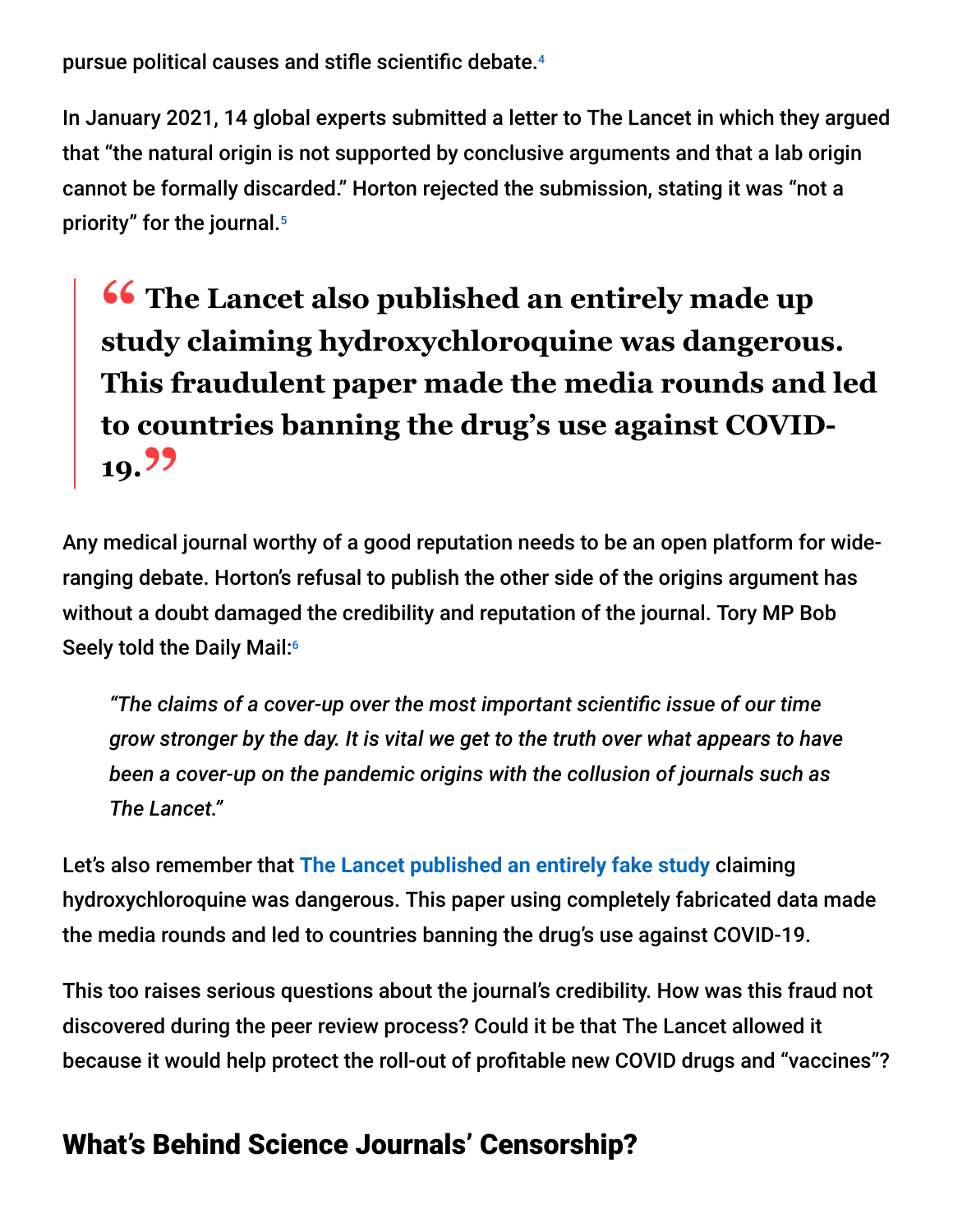pursue political causes and stifle scientific debate.[4]

In January 2021, 14 global experts submitted a letter to The Lancet in which they argued that "the natural origin is not supported by conclusive arguments and that a lab origin cannot be formally discarded." Horton rejected the submission, stating it was "not a priority" for the journal.[5]

> **"The Lancet also published an entirely made up study claiming hydroxychloroquine was dangerous. This fraudulent paper made the media rounds and led to countries banning the drug's use against COVID-19."**

Any medical journal worthy of a good reputation needs to be an open platform for wide-ranging debate. Horton's refusal to publish the other side of the origins argument has without a doubt damaged the credibility and reputation of the journal. Tory MP Bob Seely told the Daily Mail:[6]

> *"The claims of a cover-up over the most important scientific issue of our time grow stronger by the day. It is vital we get to the truth over what appears to have been a cover-up on the pandemic origins with the collusion of journals such as The Lancet."*

Let's also remember that The Lancet published an entirely fake study claiming hydroxychloroquine was dangerous. This paper using completely fabricated data made the media rounds and led to countries banning the drug's use against COVID-19.

This too raises serious questions about the journal's credibility. How was this fraud not discovered during the peer review process? Could it be that The Lancet allowed it because it would help protect the roll-out of profitable new COVID drugs and "vaccines"?

## What's Behind Science Journals' Censorship?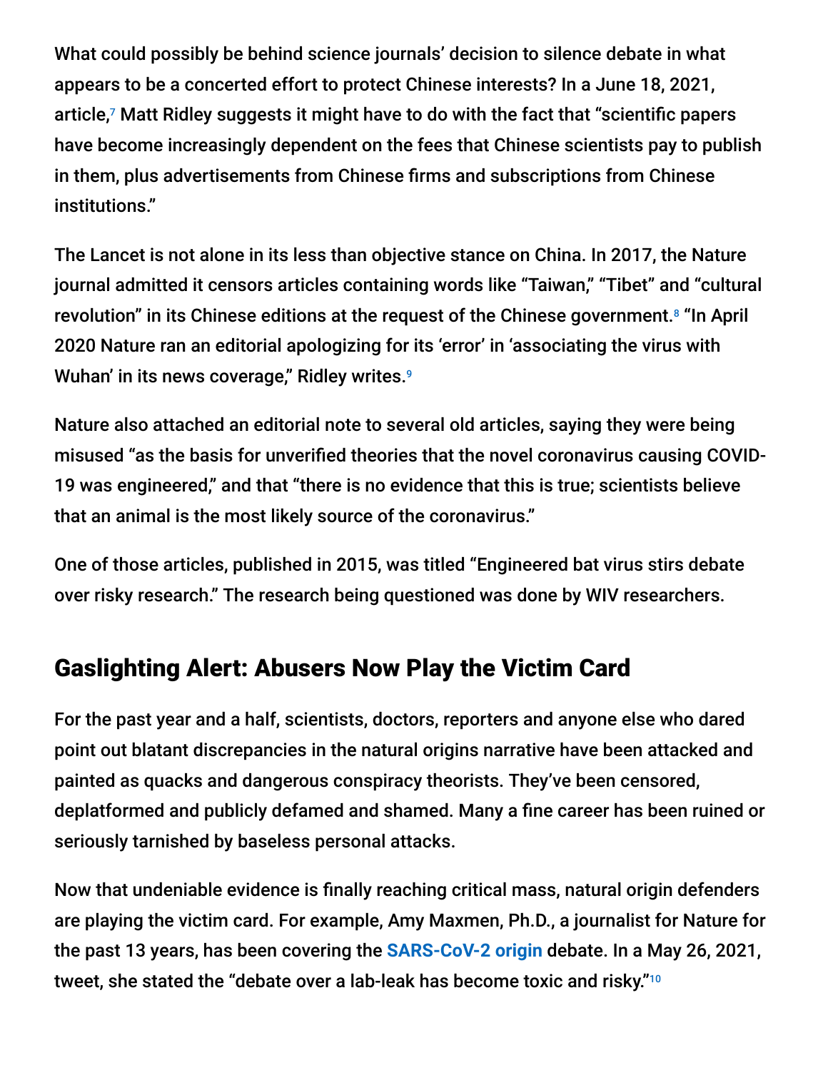What could possibly be behind science journals' decision to silence debate in what appears to be a concerted effort to protect Chinese interests? In a June 18, 2021, article,[7] Matt Ridley suggests it might have to do with the fact that "scientific papers have become increasingly dependent on the fees that Chinese scientists pay to publish in them, plus advertisements from Chinese firms and subscriptions from Chinese institutions."

The Lancet is not alone in its less than objective stance on China. In 2017, the Nature journal admitted it censors articles containing words like "Taiwan," "Tibet" and "cultural revolution" in its Chinese editions at the request of the Chinese government.[8] "In April 2020 Nature ran an editorial apologizing for its 'error' in 'associating the virus with Wuhan' in its news coverage," Ridley writes.[9]

Nature also attached an editorial note to several old articles, saying they were being misused "as the basis for unverified theories that the novel coronavirus causing COVID-19 was engineered," and that "there is no evidence that this is true; scientists believe that an animal is the most likely source of the coronavirus."

One of those articles, published in 2015, was titled "Engineered bat virus stirs debate over risky research." The research being questioned was done by WIV researchers.

## Gaslighting Alert: Abusers Now Play the Victim Card

For the past year and a half, scientists, doctors, reporters and anyone else who dared point out blatant discrepancies in the natural origins narrative have been attacked and painted as quacks and dangerous conspiracy theorists. They've been censored, deplatformed and publicly defamed and shamed. Many a fine career has been ruined or seriously tarnished by baseless personal attacks.

Now that undeniable evidence is finally reaching critical mass, natural origin defenders are playing the victim card. For example, Amy Maxmen, Ph.D., a journalist for Nature for the past 13 years, has been covering the **SARS-CoV-2 origin** debate. In a May 26, 2021, tweet, she stated the "debate over a lab-leak has become toxic and risky."[10]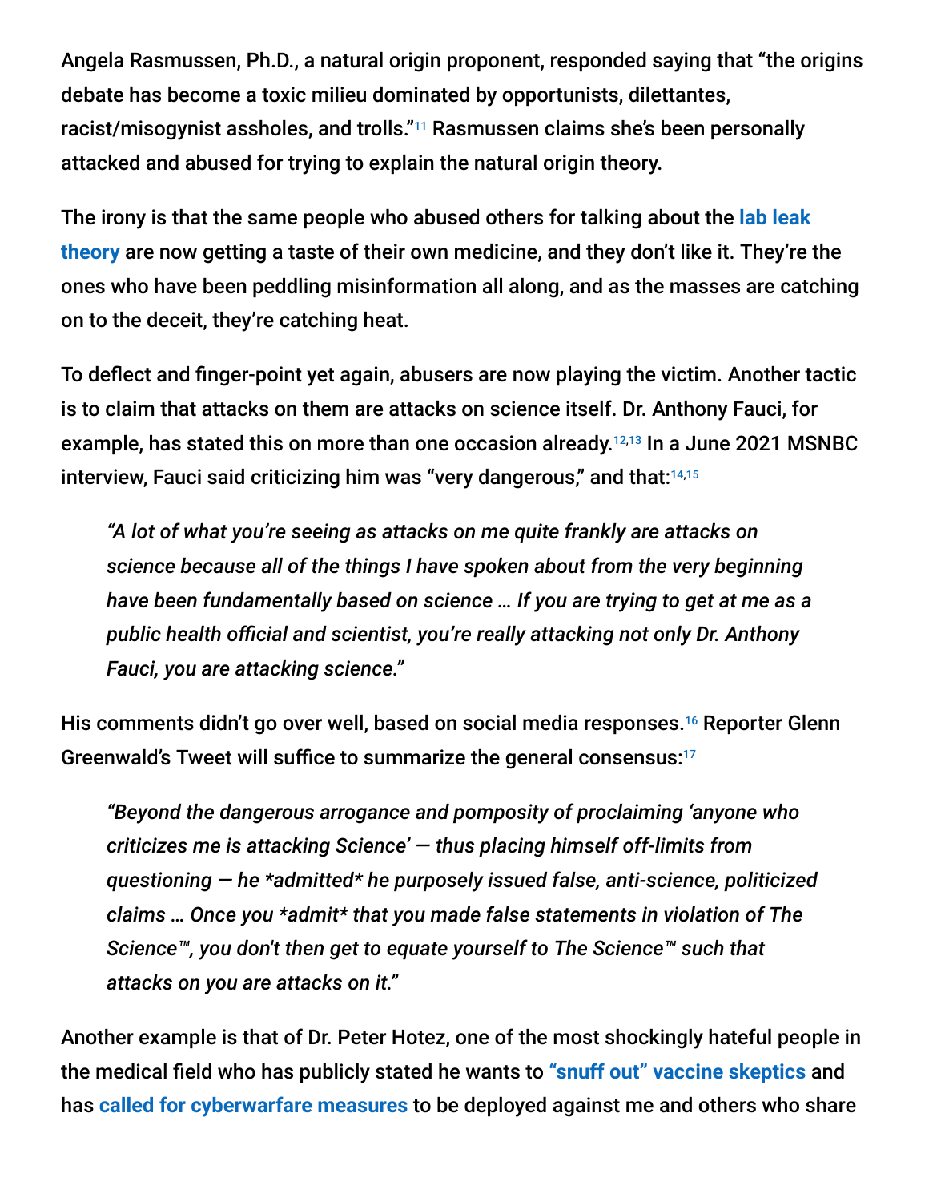Angela Rasmussen, Ph.D., a natural origin proponent, responded saying that "the origins debate has become a toxic milieu dominated by opportunists, dilettantes, racist/misogynist assholes, and trolls."[11] Rasmussen claims she's been personally attacked and abused for trying to explain the natural origin theory.

The irony is that the same people who abused others for talking about the **lab leak theory** are now getting a taste of their own medicine, and they don't like it. They're the ones who have been peddling misinformation all along, and as the masses are catching on to the deceit, they're catching heat.

To deflect and finger-point yet again, abusers are now playing the victim. Another tactic is to claim that attacks on them are attacks on science itself. Dr. Anthony Fauci, for example, has stated this on more than one occasion already.[12,13] In a June 2021 MSNBC interview, Fauci said criticizing him was "very dangerous," and that:[14,15]

> *"A lot of what you're seeing as attacks on me quite frankly are attacks on science because all of the things I have spoken about from the very beginning have been fundamentally based on science … If you are trying to get at me as a public health official and scientist, you're really attacking not only Dr. Anthony Fauci, you are attacking science."*

His comments didn't go over well, based on social media responses.[16] Reporter Glenn Greenwald's Tweet will suffice to summarize the general consensus:[17]

> *"Beyond the dangerous arrogance and pomposity of proclaiming 'anyone who criticizes me is attacking Science' — thus placing himself off-limits from questioning — he *admitted* he purposely issued false, anti-science, politicized claims … Once you *admit* that you made false statements in violation of The Science™, you don't then get to equate yourself to The Science™ such that attacks on you are attacks on it."*

Another example is that of Dr. Peter Hotez, one of the most shockingly hateful people in the medical field who has publicly stated he wants to **"snuff out" vaccine skeptics** and has **called for cyberwarfare measures** to be deployed against me and others who share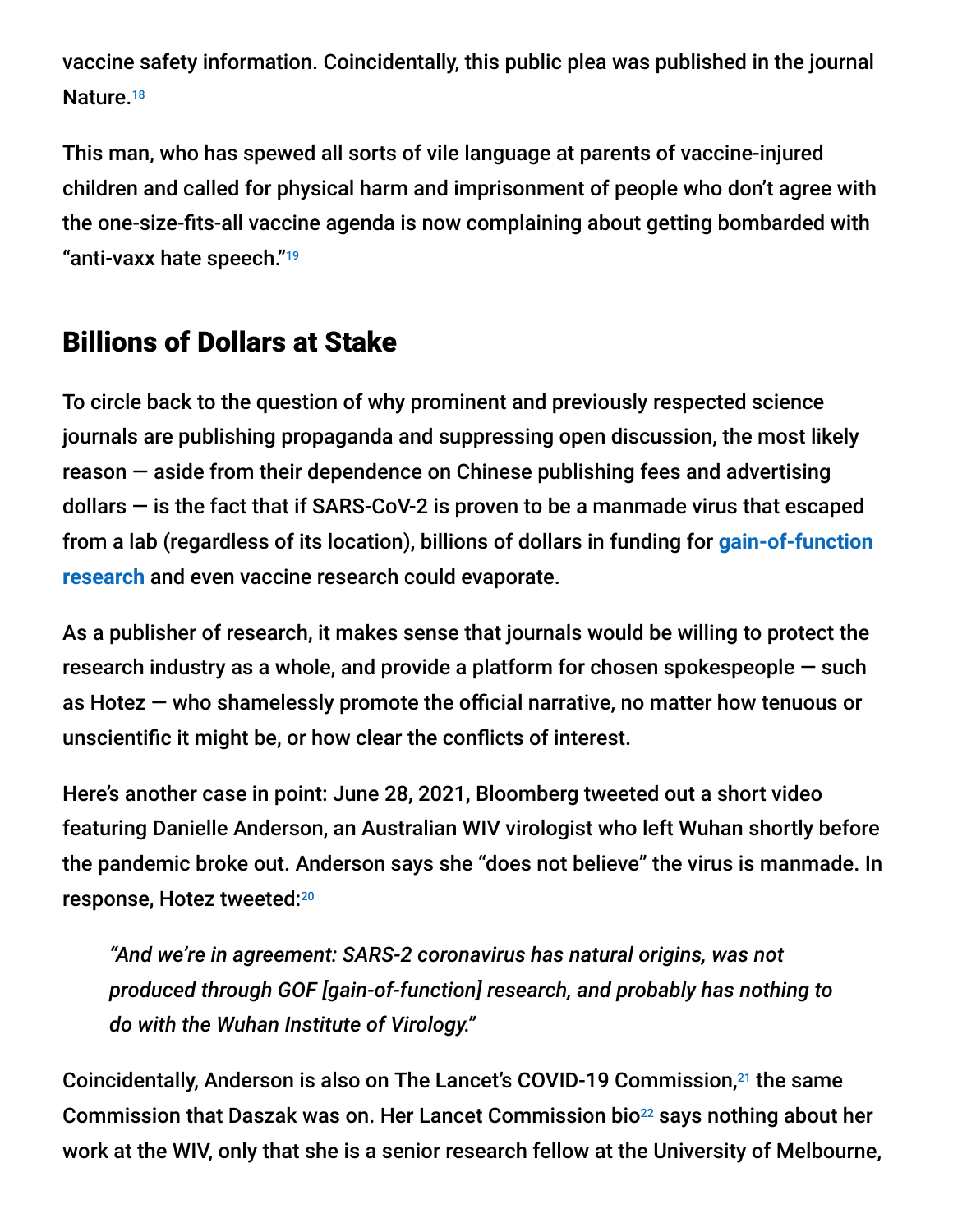vaccine safety information. Coincidentally, this public plea was published in the journal Nature.[18]

This man, who has spewed all sorts of vile language at parents of vaccine-injured children and called for physical harm and imprisonment of people who don't agree with the one-size-fits-all vaccine agenda is now complaining about getting bombarded with "anti-vaxx hate speech."[19]

## Billions of Dollars at Stake

To circle back to the question of why prominent and previously respected science journals are publishing propaganda and suppressing open discussion, the most likely reason — aside from their dependence on Chinese publishing fees and advertising dollars — is the fact that if SARS-CoV-2 is proven to be a manmade virus that escaped from a lab (regardless of its location), billions of dollars in funding for **gain-of-function research** and even vaccine research could evaporate.

As a publisher of research, it makes sense that journals would be willing to protect the research industry as a whole, and provide a platform for chosen spokespeople — such as Hotez — who shamelessly promote the official narrative, no matter how tenuous or unscientific it might be, or how clear the conflicts of interest.

Here's another case in point: June 28, 2021, Bloomberg tweeted out a short video featuring Danielle Anderson, an Australian WIV virologist who left Wuhan shortly before the pandemic broke out. Anderson says she "does not believe" the virus is manmade. In response, Hotez tweeted:[20]

> *"And we're in agreement: SARS-2 coronavirus has natural origins, was not produced through GOF [gain-of-function] research, and probably has nothing to do with the Wuhan Institute of Virology."*

Coincidentally, Anderson is also on The Lancet's COVID-19 Commission,[21] the same Commission that Daszak was on. Her Lancet Commission bio[22] says nothing about her work at the WIV, only that she is a senior research fellow at the University of Melbourne,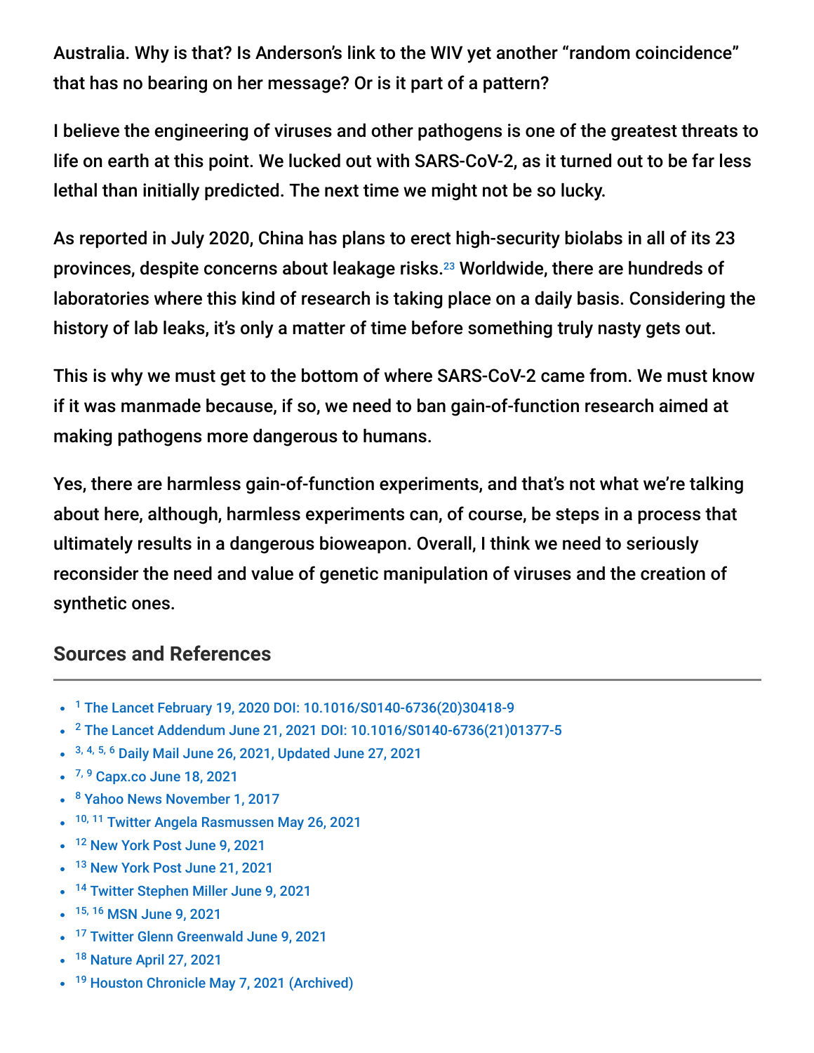Australia. Why is that? Is Anderson's link to the WIV yet another "random coincidence" that has no bearing on her message? Or is it part of a pattern?

I believe the engineering of viruses and other pathogens is one of the greatest threats to life on earth at this point. We lucked out with SARS-CoV-2, as it turned out to be far less lethal than initially predicted. The next time we might not be so lucky.

As reported in July 2020, China has plans to erect high-security biolabs in all of its 23 provinces, despite concerns about leakage risks.[23] Worldwide, there are hundreds of laboratories where this kind of research is taking place on a daily basis. Considering the history of lab leaks, it's only a matter of time before something truly nasty gets out.

This is why we must get to the bottom of where SARS-CoV-2 came from. We must know if it was manmade because, if so, we need to ban gain-of-function research aimed at making pathogens more dangerous to humans.

Yes, there are harmless gain-of-function experiments, and that's not what we're talking about here, although, harmless experiments can, of course, be steps in a process that ultimately results in a dangerous bioweapon. Overall, I think we need to seriously reconsider the need and value of genetic manipulation of viruses and the creation of synthetic ones.

## Sources and References

- [1] The Lancet February 19, 2020 DOI: 10.1016/S0140-6736(20)30418-9
- [2] The Lancet Addendum June 21, 2021 DOI: 10.1016/S0140-6736(21)01377-5
- [3, 4, 5, 6] Daily Mail June 26, 2021, Updated June 27, 2021
- [7, 9] Capx.co June 18, 2021
- [8] Yahoo News November 1, 2017
- [10, 11] Twitter Angela Rasmussen May 26, 2021
- [12] New York Post June 9, 2021
- [13] New York Post June 21, 2021
- [14] Twitter Stephen Miller June 9, 2021
- [15, 16] MSN June 9, 2021
- [17] Twitter Glenn Greenwald June 9, 2021
- [18] Nature April 27, 2021
- [19] Houston Chronicle May 7, 2021 (Archived)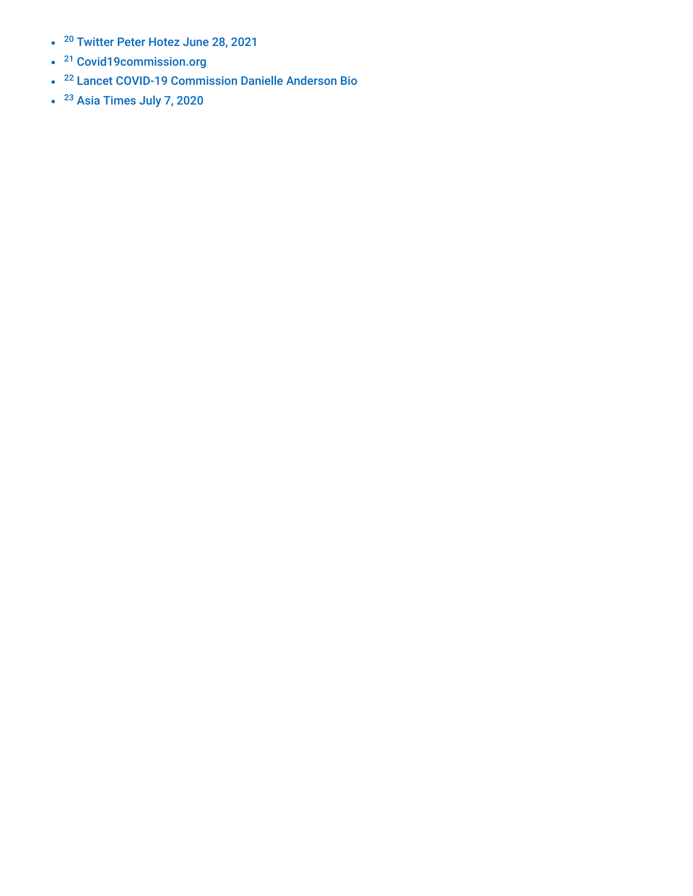- [20] Twitter Peter Hotez June 28, 2021
- [21] Covid19commission.org
- [22] Lancet COVID-19 Commission Danielle Anderson Bio
- [23] Asia Times July 7, 2020